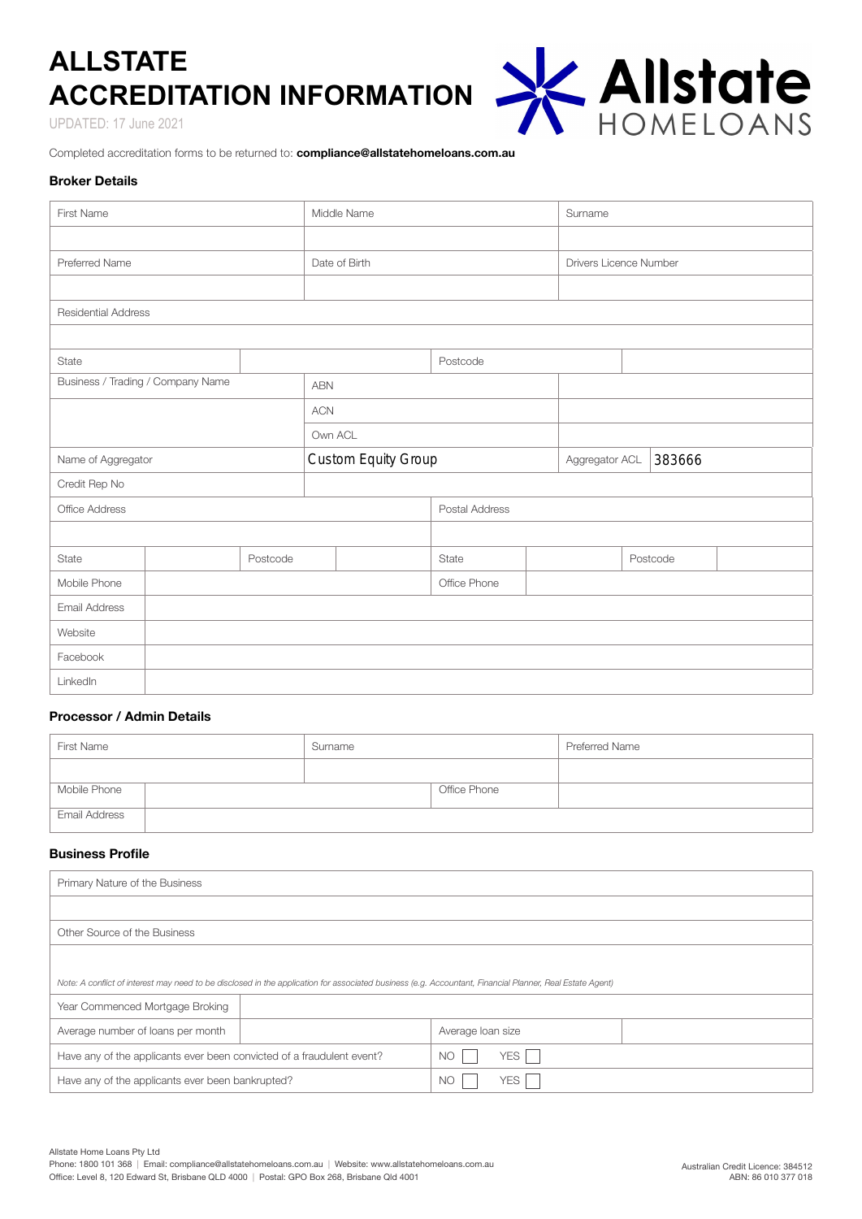# ALLSTATE ACCREDITATION INFORMATION

UPDATED: 17 June 2021

Completed accreditation forms to be returned to: **compliance@allstatehomeloans.com.au**

### Broker Details

| First Name | Middle Name | Surname |
|---|---|---|
| | | |
| Preferred Name | Date of Birth | Drivers Licence Number |
| | | |

| Residential Address | | | |
|---|---|---|---|
| | | | |
| State | | Postcode | |

| Business / Trading / Company Name | ABN | |
|---|---|---|
| | ACN | |
| | Own ACL | |
| Name of Aggregator | Custom Equity Group | Aggregator ACL 383666 |
| Credit Rep No | | |

| Office Address | | | | Postal Address | | | |
|---|---|---|---|---|---|---|---|
| | | | | | | | |
| State | | Postcode | | State | | Postcode | |
| Mobile Phone | | | | Office Phone | | | |
| Email Address | | | | | | | |
| Website | | | | | | | |
| Facebook | | | | | | | |
| LinkedIn | | | | | | | |

### Processor / Admin Details

| First Name | Surname | Preferred Name |
|---|---|---|
| | | |
| Mobile Phone | Office Phone | |
| Email Address | | |

### Business Profile

| Primary Nature of the Business | | | |
|---|---|---|---|
| | | | |
| Other Source of the Business | | | |
| *Note: A conflict of interest may need to be disclosed in the application for associated business (e.g. Accountant, Financial Planner, Real Estate Agent)* | | | |
| Year Commenced Mortgage Broking | | | |
| Average number of loans per month | | Average loan size | |
| Have any of the applicants ever been convicted of a fraudulent event? | | NO ☐ YES ☐ | |
| Have any of the applicants ever been bankrupted? | | NO ☐ YES ☐ | |

Allstate Home Loans Pty Ltd
Phone: 1800 101 368 | Email: compliance@allstatehomeloans.com.au | Website: www.allstatehomeloans.com.au
Office: Level 8, 120 Edward St, Brisbane QLD 4000 | Postal: GPO Box 268, Brisbane Qld 4001

Australian Credit Licence: 384512
ABN: 86 010 377 018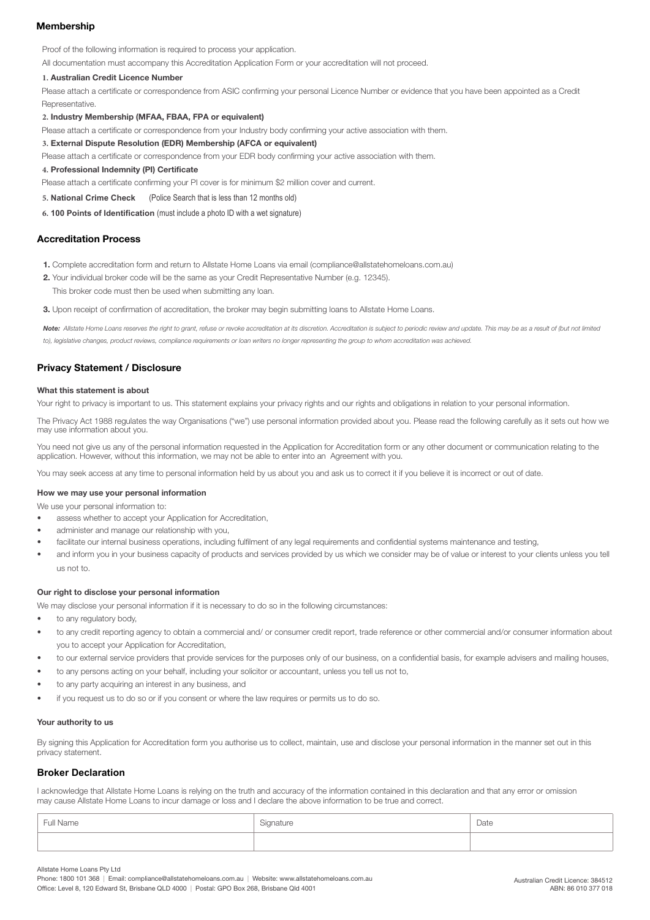## Membership

Proof of the following information is required to process your application.

All documentation must accompany this Accreditation Application Form or your accreditation will not proceed.

1. **Australian Credit Licence Number**

Please attach a certificate or correspondence from ASIC confirming your personal Licence Number or evidence that you have been appointed as a Credit Representative.

2. **Industry Membership (MFAA, FBAA, FPA or equivalent)**

Please attach a certificate or correspondence from your Industry body confirming your active association with them.

3. **External Dispute Resolution (EDR) Membership (AFCA or equivalent)**

Please attach a certificate or correspondence from your EDR body confirming your active association with them.

4. **Professional Indemnity (PI) Certificate**

Please attach a certificate confirming your PI cover is for minimum $2 million cover and current.

5. **National Crime Check** (Police Search that is less than 12 months old)

6. **100 Points of Identification** (must include a photo ID with a wet signature)

## Accreditation Process

1. Complete accreditation form and return to Allstate Home Loans via email (compliance@allstatehomeloans.com.au)
2. Your individual broker code will be the same as your Credit Representative Number (e.g. 12345). This broker code must then be used when submitting any loan.
3. Upon receipt of confirmation of accreditation, the broker may begin submitting loans to Allstate Home Loans.

***Note:*** *Allstate Home Loans reserves the right to grant, refuse or revoke accreditation at its discretion. Accreditation is subject to periodic review and update. This may be as a result of (but not limited to), legislative changes, product reviews, compliance requirements or loan writers no longer representing the group to whom accreditation was achieved.*

## Privacy Statement / Disclosure

### What this statement is about

Your right to privacy is important to us. This statement explains your privacy rights and our rights and obligations in relation to your personal information.

The Privacy Act 1988 regulates the way Organisations ("we") use personal information provided about you. Please read the following carefully as it sets out how we may use information about you.

You need not give us any of the personal information requested in the Application for Accreditation form or any other document or communication relating to the application. However, without this information, we may not be able to enter into an Agreement with you.

You may seek access at any time to personal information held by us about you and ask us to correct it if you believe it is incorrect or out of date.

### How we may use your personal information

We use your personal information to:

- assess whether to accept your Application for Accreditation,
- administer and manage our relationship with you,
- facilitate our internal business operations, including fulfilment of any legal requirements and confidential systems maintenance and testing,
- and inform you in your business capacity of products and services provided by us which we consider may be of value or interest to your clients unless you tell us not to.

### Our right to disclose your personal information

We may disclose your personal information if it is necessary to do so in the following circumstances:

- to any regulatory body,
- to any credit reporting agency to obtain a commercial and/ or consumer credit report, trade reference or other commercial and/or consumer information about you to accept your Application for Accreditation,
- to our external service providers that provide services for the purposes only of our business, on a confidential basis, for example advisers and mailing houses,
- to any persons acting on your behalf, including your solicitor or accountant, unless you tell us not to,
- to any party acquiring an interest in any business, and
- if you request us to do so or if you consent or where the law requires or permits us to do so.

### Your authority to us

By signing this Application for Accreditation form you authorise us to collect, maintain, use and disclose your personal information in the manner set out in this privacy statement.

## Broker Declaration

I acknowledge that Allstate Home Loans is relying on the truth and accuracy of the information contained in this declaration and that any error or omission may cause Allstate Home Loans to incur damage or loss and I declare the above information to be true and correct.

| Full Name | Signature | Date |
|---|---|---|
| | | |

Allstate Home Loans Pty Ltd
Phone: 1800 101 368 | Email: compliance@allstatehomeloans.com.au | Website: www.allstatehomeloans.com.au
Office: Level 8, 120 Edward St, Brisbane QLD 4000 | Postal: GPO Box 268, Brisbane Qld 4001

Australian Credit Licence: 384512
ABN: 86 010 377 018